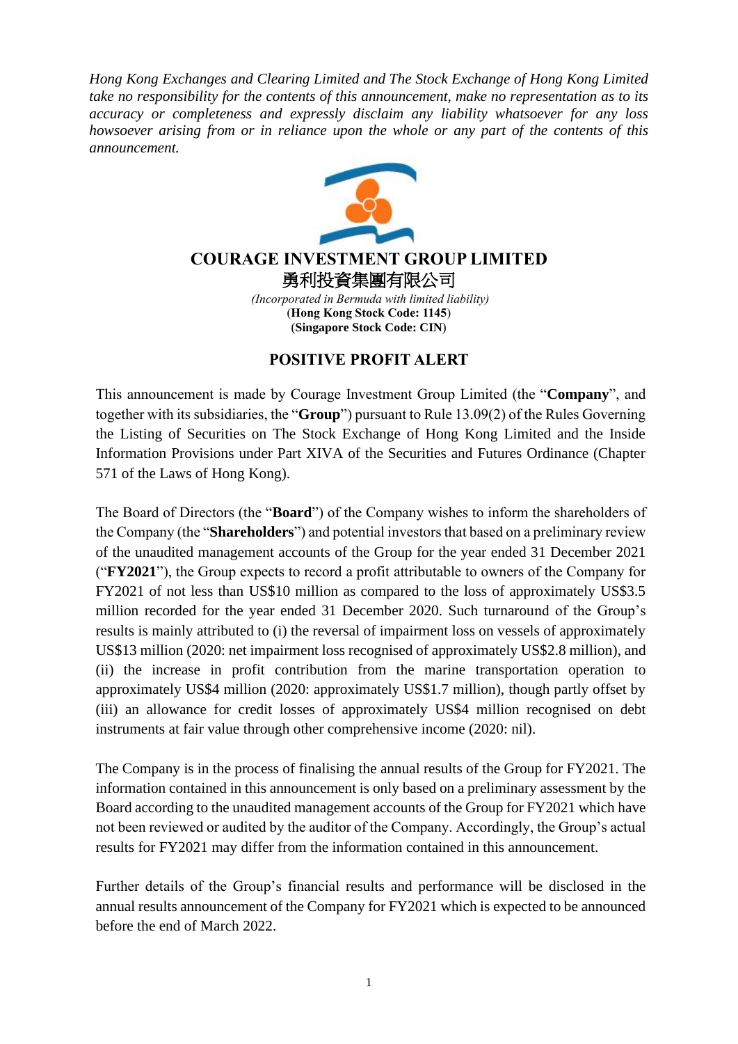*Hong Kong Exchanges and Clearing Limited and The Stock Exchange of Hong Kong Limited take no responsibility for the contents of this announcement, make no representation as to its accuracy or completeness and expressly disclaim any liability whatsoever for any loss howsoever arising from or in reliance upon the whole or any part of the contents of this announcement.*

# COURAGE INVESTMENT GROUP LIMITED
# 勇利投資集團有限公司

*(Incorporated in Bermuda with limited liability)*
(**Hong Kong Stock Code: 1145**)
(**Singapore Stock Code: CIN**)

## POSITIVE PROFIT ALERT

This announcement is made by Courage Investment Group Limited (the "**Company**", and together with its subsidiaries, the "**Group**") pursuant to Rule 13.09(2) of the Rules Governing the Listing of Securities on The Stock Exchange of Hong Kong Limited and the Inside Information Provisions under Part XIVA of the Securities and Futures Ordinance (Chapter 571 of the Laws of Hong Kong).

The Board of Directors (the "**Board**") of the Company wishes to inform the shareholders of the Company (the "**Shareholders**") and potential investors that based on a preliminary review of the unaudited management accounts of the Group for the year ended 31 December 2021 ("**FY2021**"), the Group expects to record a profit attributable to owners of the Company for FY2021 of not less than US$10 million as compared to the loss of approximately US$3.5 million recorded for the year ended 31 December 2020. Such turnaround of the Group's results is mainly attributed to (i) the reversal of impairment loss on vessels of approximately US$13 million (2020: net impairment loss recognised of approximately US$2.8 million), and (ii) the increase in profit contribution from the marine transportation operation to approximately US$4 million (2020: approximately US$1.7 million), though partly offset by (iii) an allowance for credit losses of approximately US$4 million recognised on debt instruments at fair value through other comprehensive income (2020: nil).

The Company is in the process of finalising the annual results of the Group for FY2021. The information contained in this announcement is only based on a preliminary assessment by the Board according to the unaudited management accounts of the Group for FY2021 which have not been reviewed or audited by the auditor of the Company. Accordingly, the Group's actual results for FY2021 may differ from the information contained in this announcement.

Further details of the Group's financial results and performance will be disclosed in the annual results announcement of the Company for FY2021 which is expected to be announced before the end of March 2022.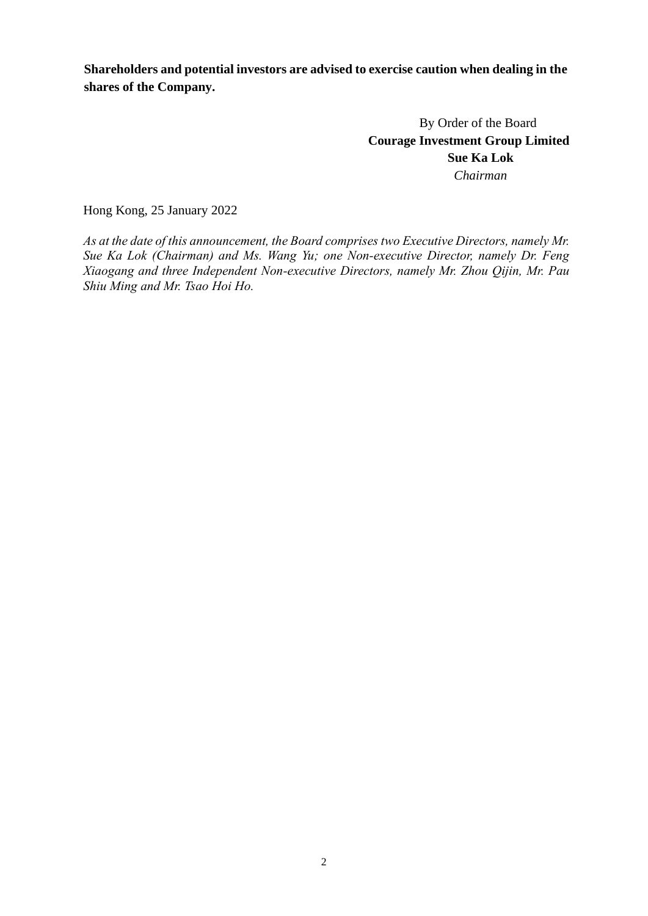**Shareholders and potential investors are advised to exercise caution when dealing in the shares of the Company.**

By Order of the Board
**Courage Investment Group Limited**
**Sue Ka Lok**
*Chairman*

Hong Kong, 25 January 2022

*As at the date of this announcement, the Board comprises two Executive Directors, namely Mr. Sue Ka Lok (Chairman) and Ms. Wang Yu; one Non-executive Director, namely Dr. Feng Xiaogang and three Independent Non-executive Directors, namely Mr. Zhou Qijin, Mr. Pau Shiu Ming and Mr. Tsao Hoi Ho.*